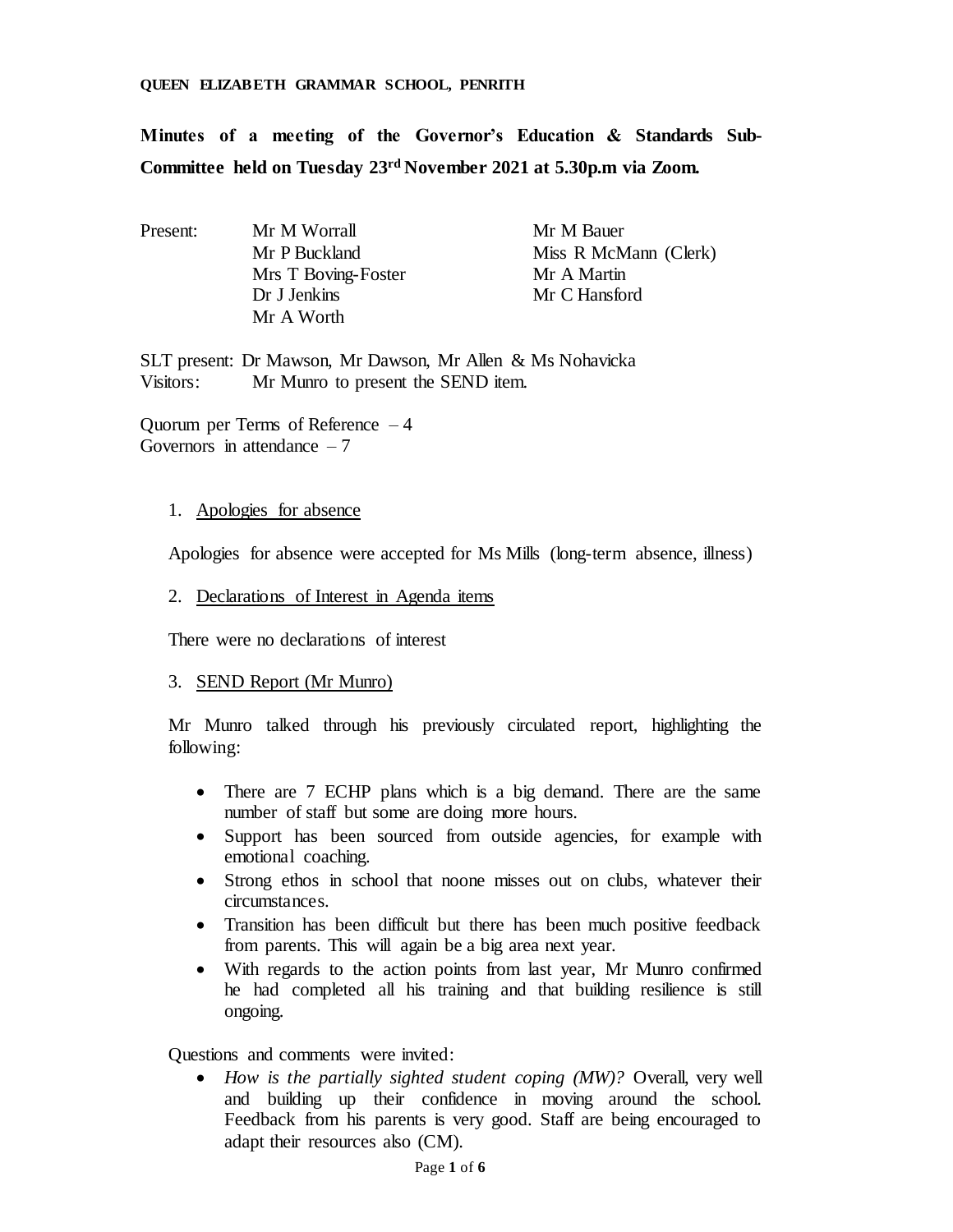**QUEEN ELIZABETH GRAMMAR SCHOOL, PENRITH**

# Minutes of a meeting of the Governor's Education & Standards Sub-Committee held on Tuesday 23rd November 2021 at 5.30p.m via Zoom.

| Present: | Mr M Worrall | Mr M Bauer |
|---|---|---|
| | Mr P Buckland | Miss R McMann (Clerk) |
| | Mrs T Boving-Foster | Mr A Martin |
| | Dr J Jenkins | Mr C Hansford |
| | Mr A Worth | |

SLT present: Dr Mawson, Mr Dawson, Mr Allen & Ms Nohavicka
Visitors: Mr Munro to present the SEND item.

Quorum per Terms of Reference – 4
Governors in attendance – 7

1. Apologies for absence

Apologies for absence were accepted for Ms Mills (long-term absence, illness)

2. Declarations of Interest in Agenda items

There were no declarations of interest

3. SEND Report (Mr Munro)

Mr Munro talked through his previously circulated report, highlighting the following:

- There are 7 ECHP plans which is a big demand. There are the same number of staff but some are doing more hours.
- Support has been sourced from outside agencies, for example with emotional coaching.
- Strong ethos in school that noone misses out on clubs, whatever their circumstances.
- Transition has been difficult but there has been much positive feedback from parents. This will again be a big area next year.
- With regards to the action points from last year, Mr Munro confirmed he had completed all his training and that building resilience is still ongoing.

Questions and comments were invited:

- *How is the partially sighted student coping (MW)?* Overall, very well and building up their confidence in moving around the school. Feedback from his parents is very good. Staff are being encouraged to adapt their resources also (CM).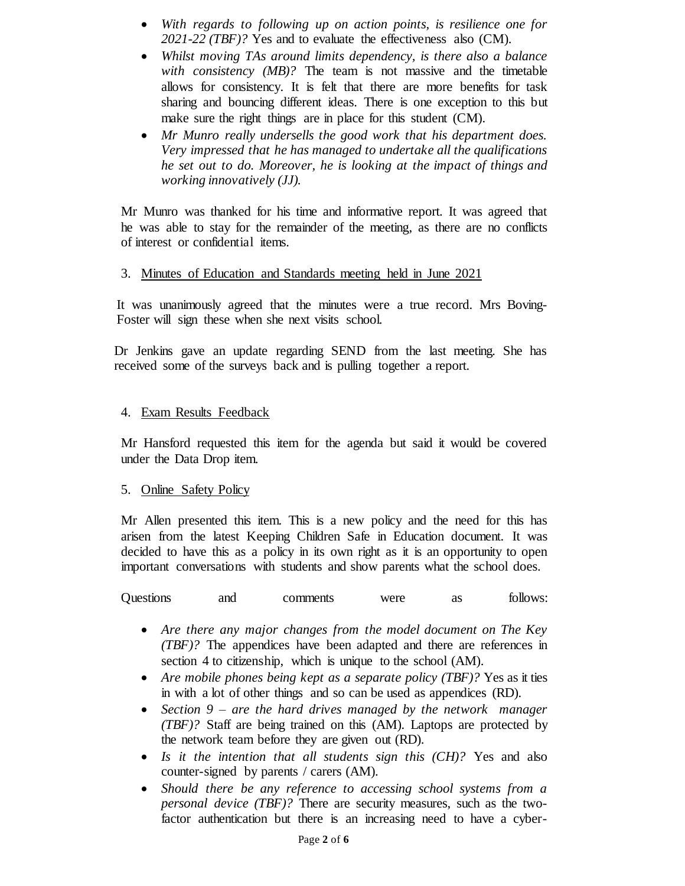- *With regards to following up on action points, is resilience one for 2021-22 (TBF)?* Yes and to evaluate the effectiveness also (CM).
- *Whilst moving TAs around limits dependency, is there also a balance with consistency (MB)?* The team is not massive and the timetable allows for consistency. It is felt that there are more benefits for task sharing and bouncing different ideas. There is one exception to this but make sure the right things are in place for this student (CM).
- *Mr Munro really undersells the good work that his department does. Very impressed that he has managed to undertake all the qualifications he set out to do. Moreover, he is looking at the impact of things and working innovatively (JJ).*

Mr Munro was thanked for his time and informative report. It was agreed that he was able to stay for the remainder of the meeting, as there are no conflicts of interest or confidential items.

3. <u>Minutes of Education and Standards meeting held in June 2021</u>

It was unanimously agreed that the minutes were a true record. Mrs Boving-Foster will sign these when she next visits school.

Dr Jenkins gave an update regarding SEND from the last meeting. She has received some of the surveys back and is pulling together a report.

4. <u>Exam Results Feedback</u>

Mr Hansford requested this item for the agenda but said it would be covered under the Data Drop item.

5. <u>Online Safety Policy</u>

Mr Allen presented this item. This is a new policy and the need for this has arisen from the latest Keeping Children Safe in Education document. It was decided to have this as a policy in its own right as it is an opportunity to open important conversations with students and show parents what the school does.

Questions and comments were as follows:

- *Are there any major changes from the model document on The Key (TBF)?* The appendices have been adapted and there are references in section 4 to citizenship, which is unique to the school (AM).
- *Are mobile phones being kept as a separate policy (TBF)?* Yes as it ties in with a lot of other things and so can be used as appendices (RD).
- *Section 9 – are the hard drives managed by the network manager (TBF)?* Staff are being trained on this (AM). Laptops are protected by the network team before they are given out (RD).
- *Is it the intention that all students sign this (CH)?* Yes and also counter-signed by parents / carers (AM).
- *Should there be any reference to accessing school systems from a personal device (TBF)?* There are security measures, such as the two-factor authentication but there is an increasing need to have a cyber-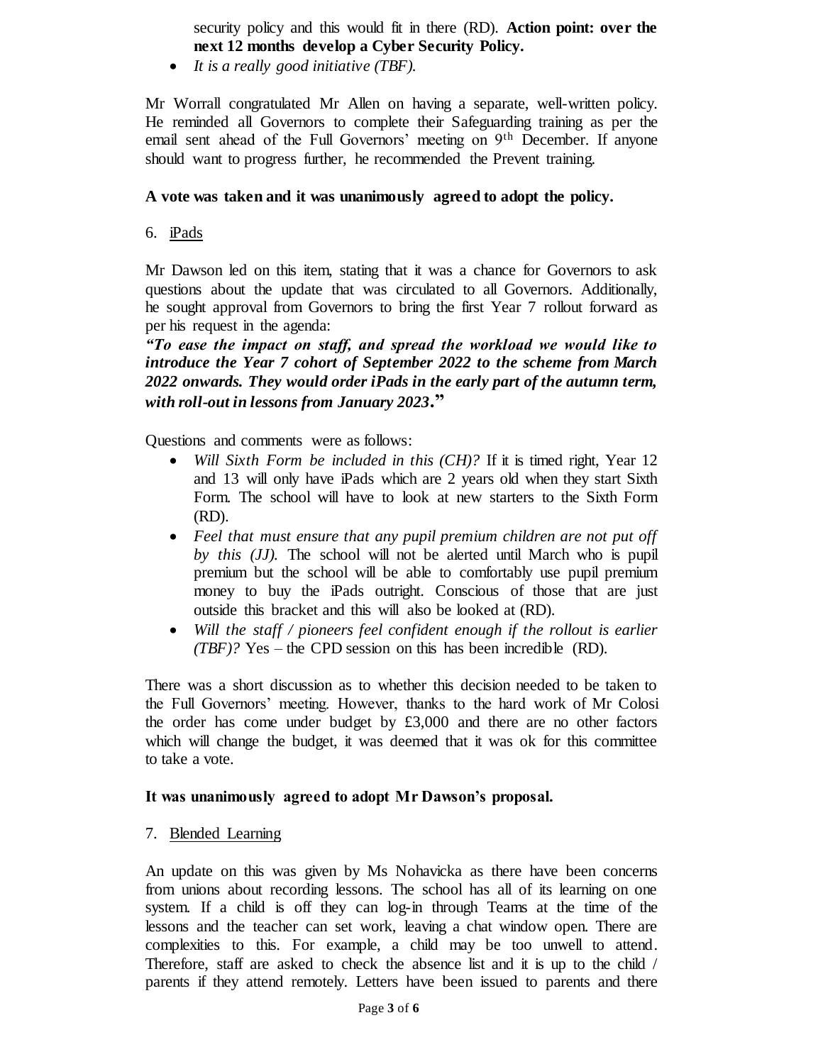security policy and this would fit in there (RD). **Action point: over the next 12 months develop a Cyber Security Policy.**

- *It is a really good initiative (TBF).*

Mr Worrall congratulated Mr Allen on having a separate, well-written policy. He reminded all Governors to complete their Safeguarding training as per the email sent ahead of the Full Governors' meeting on 9th December. If anyone should want to progress further, he recommended the Prevent training.

**A vote was taken and it was unanimously agreed to adopt the policy.**

6. iPads

Mr Dawson led on this item, stating that it was a chance for Governors to ask questions about the update that was circulated to all Governors. Additionally, he sought approval from Governors to bring the first Year 7 rollout forward as per his request in the agenda:

***"To ease the impact on staff, and spread the workload we would like to introduce the Year 7 cohort of September 2022 to the scheme from March 2022 onwards. They would order iPads in the early part of the autumn term, with roll-out in lessons from January 2023."***

Questions and comments were as follows:

- *Will Sixth Form be included in this (CH)?* If it is timed right, Year 12 and 13 will only have iPads which are 2 years old when they start Sixth Form. The school will have to look at new starters to the Sixth Form (RD).
- *Feel that must ensure that any pupil premium children are not put off by this (JJ).* The school will not be alerted until March who is pupil premium but the school will be able to comfortably use pupil premium money to buy the iPads outright. Conscious of those that are just outside this bracket and this will also be looked at (RD).
- *Will the staff / pioneers feel confident enough if the rollout is earlier (TBF)?* Yes – the CPD session on this has been incredible (RD).

There was a short discussion as to whether this decision needed to be taken to the Full Governors' meeting. However, thanks to the hard work of Mr Colosi the order has come under budget by £3,000 and there are no other factors which will change the budget, it was deemed that it was ok for this committee to take a vote.

**It was unanimously agreed to adopt Mr Dawson's proposal.**

7. Blended Learning

An update on this was given by Ms Nohavicka as there have been concerns from unions about recording lessons. The school has all of its learning on one system. If a child is off they can log-in through Teams at the time of the lessons and the teacher can set work, leaving a chat window open. There are complexities to this. For example, a child may be too unwell to attend. Therefore, staff are asked to check the absence list and it is up to the child / parents if they attend remotely. Letters have been issued to parents and there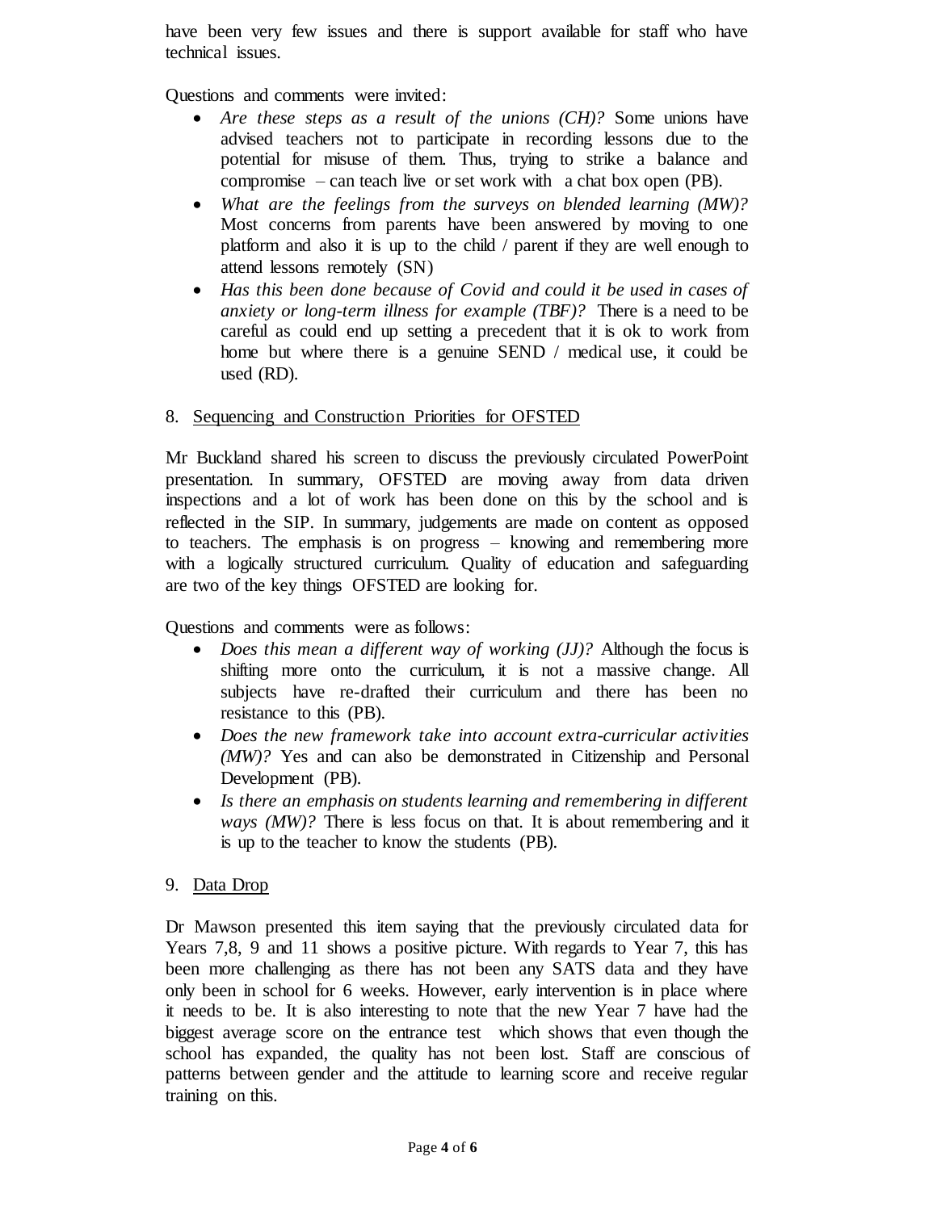have been very few issues and there is support available for staff who have technical issues.

Questions and comments were invited:

- *Are these steps as a result of the unions (CH)?* Some unions have advised teachers not to participate in recording lessons due to the potential for misuse of them. Thus, trying to strike a balance and compromise – can teach live or set work with a chat box open (PB).
- *What are the feelings from the surveys on blended learning (MW)?* Most concerns from parents have been answered by moving to one platform and also it is up to the child / parent if they are well enough to attend lessons remotely (SN)
- *Has this been done because of Covid and could it be used in cases of anxiety or long-term illness for example (TBF)?* There is a need to be careful as could end up setting a precedent that it is ok to work from home but where there is a genuine SEND / medical use, it could be used (RD).

8. <u>Sequencing and Construction Priorities for OFSTED</u>

Mr Buckland shared his screen to discuss the previously circulated PowerPoint presentation. In summary, OFSTED are moving away from data driven inspections and a lot of work has been done on this by the school and is reflected in the SIP. In summary, judgements are made on content as opposed to teachers. The emphasis is on progress – knowing and remembering more with a logically structured curriculum. Quality of education and safeguarding are two of the key things OFSTED are looking for.

Questions and comments were as follows:

- *Does this mean a different way of working (JJ)?* Although the focus is shifting more onto the curriculum, it is not a massive change. All subjects have re-drafted their curriculum and there has been no resistance to this (PB).
- *Does the new framework take into account extra-curricular activities (MW)?* Yes and can also be demonstrated in Citizenship and Personal Development (PB).
- *Is there an emphasis on students learning and remembering in different ways (MW)?* There is less focus on that. It is about remembering and it is up to the teacher to know the students (PB).

9. <u>Data Drop</u>

Dr Mawson presented this item saying that the previously circulated data for Years 7,8, 9 and 11 shows a positive picture. With regards to Year 7, this has been more challenging as there has not been any SATS data and they have only been in school for 6 weeks. However, early intervention is in place where it needs to be. It is also interesting to note that the new Year 7 have had the biggest average score on the entrance test which shows that even though the school has expanded, the quality has not been lost. Staff are conscious of patterns between gender and the attitude to learning score and receive regular training on this.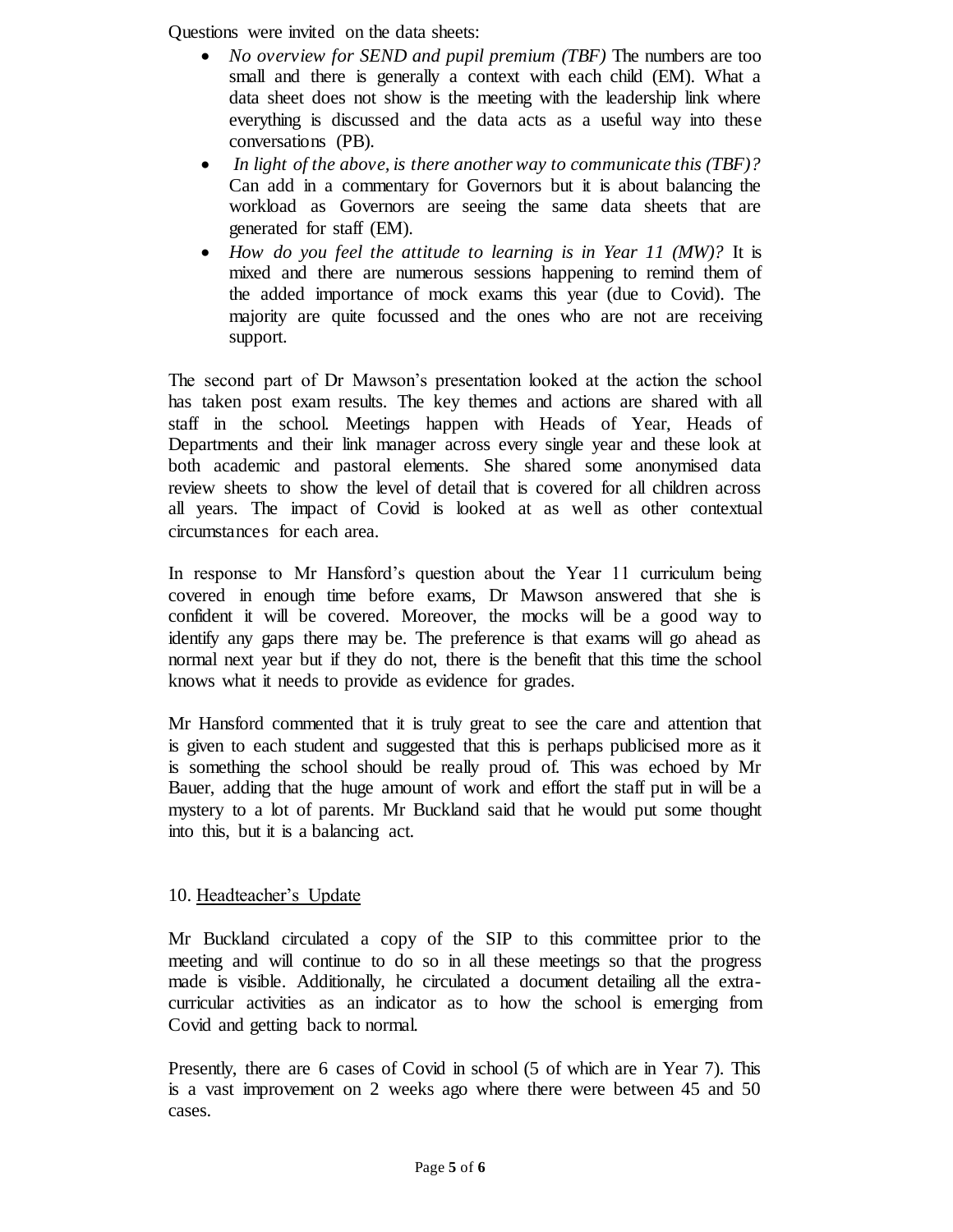Questions were invited on the data sheets:

- *No overview for SEND and pupil premium (TBF)* The numbers are too small and there is generally a context with each child (EM). What a data sheet does not show is the meeting with the leadership link where everything is discussed and the data acts as a useful way into these conversations (PB).
- *In light of the above, is there another way to communicate this (TBF)?* Can add in a commentary for Governors but it is about balancing the workload as Governors are seeing the same data sheets that are generated for staff (EM).
- *How do you feel the attitude to learning is in Year 11 (MW)?* It is mixed and there are numerous sessions happening to remind them of the added importance of mock exams this year (due to Covid). The majority are quite focussed and the ones who are not are receiving support.

The second part of Dr Mawson's presentation looked at the action the school has taken post exam results. The key themes and actions are shared with all staff in the school. Meetings happen with Heads of Year, Heads of Departments and their link manager across every single year and these look at both academic and pastoral elements. She shared some anonymised data review sheets to show the level of detail that is covered for all children across all years. The impact of Covid is looked at as well as other contextual circumstances for each area.

In response to Mr Hansford's question about the Year 11 curriculum being covered in enough time before exams, Dr Mawson answered that she is confident it will be covered. Moreover, the mocks will be a good way to identify any gaps there may be. The preference is that exams will go ahead as normal next year but if they do not, there is the benefit that this time the school knows what it needs to provide as evidence for grades.

Mr Hansford commented that it is truly great to see the care and attention that is given to each student and suggested that this is perhaps publicised more as it is something the school should be really proud of. This was echoed by Mr Bauer, adding that the huge amount of work and effort the staff put in will be a mystery to a lot of parents. Mr Buckland said that he would put some thought into this, but it is a balancing act.

10. Headteacher's Update

Mr Buckland circulated a copy of the SIP to this committee prior to the meeting and will continue to do so in all these meetings so that the progress made is visible. Additionally, he circulated a document detailing all the extra-curricular activities as an indicator as to how the school is emerging from Covid and getting back to normal.

Presently, there are 6 cases of Covid in school (5 of which are in Year 7). This is a vast improvement on 2 weeks ago where there were between 45 and 50 cases.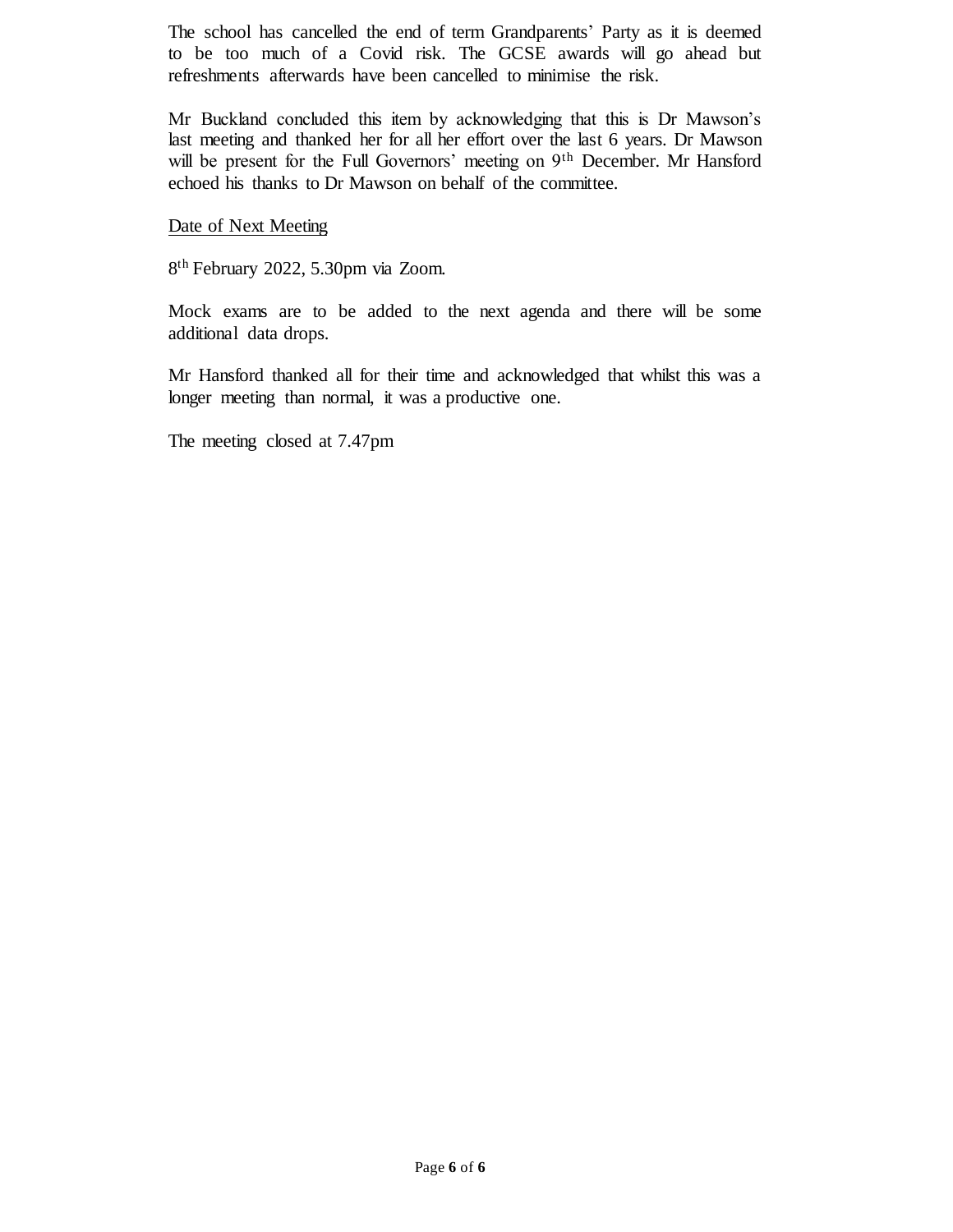The school has cancelled the end of term Grandparents' Party as it is deemed to be too much of a Covid risk. The GCSE awards will go ahead but refreshments afterwards have been cancelled to minimise the risk.

Mr Buckland concluded this item by acknowledging that this is Dr Mawson's last meeting and thanked her for all her effort over the last 6 years. Dr Mawson will be present for the Full Governors' meeting on 9th December. Mr Hansford echoed his thanks to Dr Mawson on behalf of the committee.

Date of Next Meeting

8th February 2022, 5.30pm via Zoom.

Mock exams are to be added to the next agenda and there will be some additional data drops.

Mr Hansford thanked all for their time and acknowledged that whilst this was a longer meeting than normal, it was a productive one.

The meeting closed at 7.47pm